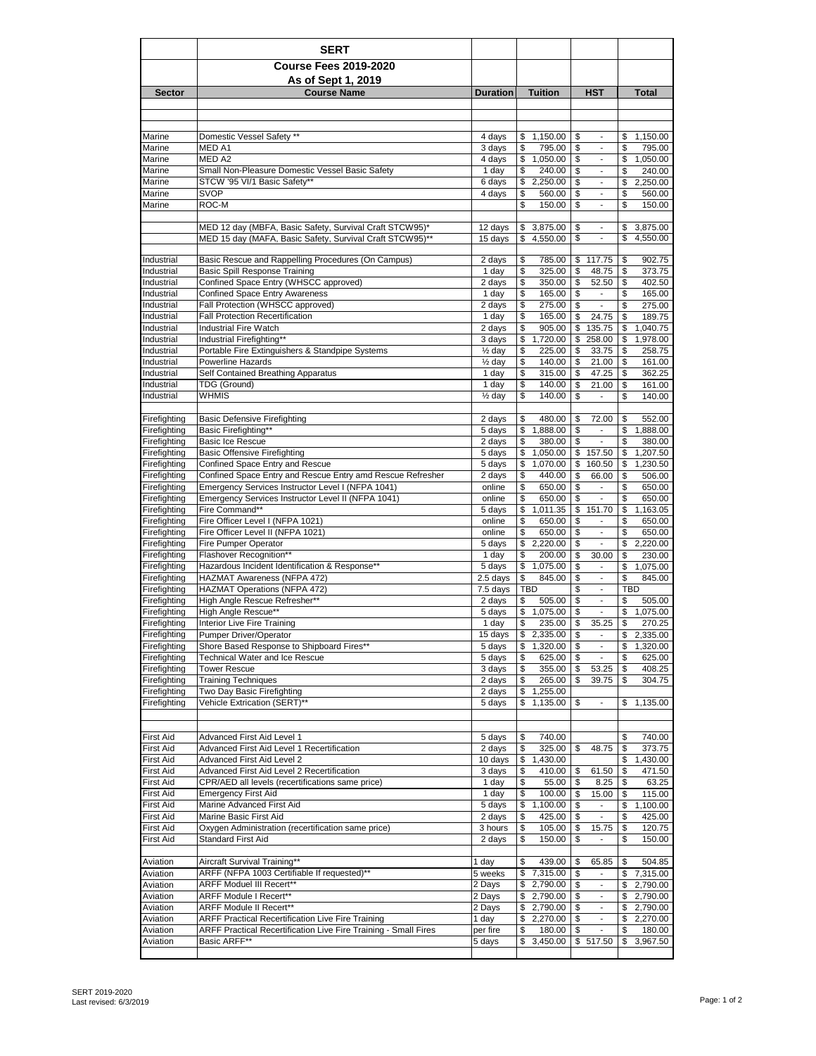# SERT

## Course Fees 2019-2020

### As of Sept 1, 2019

| Sector | Course Name | Duration | Tuition | HST | Total |
|---|---|---|---|---|---|
| Marine | Domestic Vessel Safety ** | 4 days | $ 1,150.00 | $ - | $ 1,150.00 |
| Marine | MED A1 | 3 days | $ 795.00 | $ - | $ 795.00 |
| Marine | MED A2 | 4 days | $ 1,050.00 | $ - | $ 1,050.00 |
| Marine | Small Non-Pleasure Domestic Vessel Basic Safety | 1 day | $ 240.00 | $ - | $ 240.00 |
| Marine | STCW '95 VI/1 Basic Safety** | 6 days | $ 2,250.00 | $ - | $ 2,250.00 |
| Marine | SVOP | 4 days | $ 560.00 | $ - | $ 560.00 |
| Marine | ROC-M | | $ 150.00 | $ - | $ 150.00 |
| | MED 12 day (MBFA, Basic Safety, Survival Craft STCW95)* | 12 days | $ 3,875.00 | $ - | $ 3,875.00 |
| | MED 15 day (MAFA, Basic Safety, Survival Craft STCW95)** | 15 days | $ 4,550.00 | $ - | $ 4,550.00 |
| Industrial | Basic Rescue and Rappelling Procedures (On Campus) | 2 days | $ 785.00 | $ 117.75 | $ 902.75 |
| Industrial | Basic Spill Response Training | 1 day | $ 325.00 | $ 48.75 | $ 373.75 |
| Industrial | Confined Space Entry (WHSCC approved) | 2 days | $ 350.00 | $ 52.50 | $ 402.50 |
| Industrial | Confined Space Entry Awareness | 1 day | $ 165.00 | $ - | $ 165.00 |
| Industrial | Fall Protection (WHSCC approved) | 2 days | $ 275.00 | $ - | $ 275.00 |
| Industrial | Fall Protection Recertification | 1 day | $ 165.00 | $ 24.75 | $ 189.75 |
| Industrial | Industrial Fire Watch | 2 days | $ 905.00 | $ 135.75 | $ 1,040.75 |
| Industrial | Industrial Firefighting** | 3 days | $ 1,720.00 | $ 258.00 | $ 1,978.00 |
| Industrial | Portable Fire Extinguishers & Standpipe Systems | ½ day | $ 225.00 | $ 33.75 | $ 258.75 |
| Industrial | Powerline Hazards | ½ day | $ 140.00 | $ 21.00 | $ 161.00 |
| Industrial | Self Contained Breathing Apparatus | 1 day | $ 315.00 | $ 47.25 | $ 362.25 |
| Industrial | TDG (Ground) | 1 day | $ 140.00 | $ 21.00 | $ 161.00 |
| Industrial | WHMIS | ½ day | $ 140.00 | $ - | $ 140.00 |
| Firefighting | Basic Defensive Firefighting | 2 days | $ 480.00 | $ 72.00 | $ 552.00 |
| Firefighting | Basic Firefighting** | 5 days | $ 1,888.00 | $ - | $ 1,888.00 |
| Firefighting | Basic Ice Rescue | 2 days | $ 380.00 | $ - | $ 380.00 |
| Firefighting | Basic Offensive Firefighting | 5 days | $ 1,050.00 | $ 157.50 | $ 1,207.50 |
| Firefighting | Confined Space Entry and Rescue | 5 days | $ 1,070.00 | $ 160.50 | $ 1,230.50 |
| Firefighting | Confined Space Entry and Rescue Entry amd Rescue Refresher | 2 days | $ 440.00 | $ 66.00 | $ 506.00 |
| Firefighting | Emergency Services Instructor Level I (NFPA 1041) | online | $ 650.00 | $ - | $ 650.00 |
| Firefighting | Emergency Services Instructor Level II (NFPA 1041) | online | $ 650.00 | $ - | $ 650.00 |
| Firefighting | Fire Command** | 5 days | $ 1,011.35 | $ 151.70 | $ 1,163.05 |
| Firefighting | Fire Officer Level I (NFPA 1021) | online | $ 650.00 | $ - | $ 650.00 |
| Firefighting | Fire Officer Level II (NFPA 1021) | online | $ 650.00 | $ - | $ 650.00 |
| Firefighting | Fire Pumper Operator | 5 days | $ 2,220.00 | $ - | $ 2,220.00 |
| Firefighting | Flashover Recognition** | 1 day | $ 200.00 | $ 30.00 | $ 230.00 |
| Firefighting | Hazardous Incident Identification & Response** | 5 days | $ 1,075.00 | $ - | $ 1,075.00 |
| Firefighting | HAZMAT Awareness (NFPA 472) | 2.5 days | $ 845.00 | $ - | $ 845.00 |
| Firefighting | HAZMAT Operations (NFPA 472) | 7.5 days | TBD | $ - | TBD |
| Firefighting | High Angle Rescue Refresher** | 2 days | $ 505.00 | $ - | $ 505.00 |
| Firefighting | High Angle Rescue** | 5 days | $ 1,075.00 | $ - | $ 1,075.00 |
| Firefighting | Interior Live Fire Training | 1 day | $ 235.00 | $ 35.25 | $ 270.25 |
| Firefighting | Pumper Driver/Operator | 15 days | $ 2,335.00 | $ - | $ 2,335.00 |
| Firefighting | Shore Based Response to Shipboard Fires** | 5 days | $ 1,320.00 | $ - | $ 1,320.00 |
| Firefighting | Technical Water and Ice Rescue | 5 days | $ 625.00 | $ - | $ 625.00 |
| Firefighting | Tower Rescue | 3 days | $ 355.00 | $ 53.25 | $ 408.25 |
| Firefighting | Training Techniques | 2 days | $ 265.00 | $ 39.75 | $ 304.75 |
| Firefighting | Two Day Basic Firefighting | 2 days | $ 1,255.00 | | |
| Firefighting | Vehicle Extrication (SERT)** | 5 days | $ 1,135.00 | $ - | $ 1,135.00 |
| First Aid | Advanced First Aid Level 1 | 5 days | $ 740.00 | | $ 740.00 |
| First Aid | Advanced First Aid Level 1 Recertification | 2 days | $ 325.00 | $ 48.75 | $ 373.75 |
| First Aid | Advanced First Aid Level 2 | 10 days | $ 1,430.00 | | $ 1,430.00 |
| First Aid | Advanced First Aid Level 2 Recertification | 3 days | $ 410.00 | $ 61.50 | $ 471.50 |
| First Aid | CPR/AED all levels (recertifications same price) | 1 day | $ 55.00 | $ 8.25 | $ 63.25 |
| First Aid | Emergency First Aid | 1 day | $ 100.00 | $ 15.00 | $ 115.00 |
| First Aid | Marine Advanced First Aid | 5 days | $ 1,100.00 | $ - | $ 1,100.00 |
| First Aid | Marine Basic First Aid | 2 days | $ 425.00 | $ - | $ 425.00 |
| First Aid | Oxygen Administration (recertification same price) | 3 hours | $ 105.00 | $ 15.75 | $ 120.75 |
| First Aid | Standard First Aid | 2 days | $ 150.00 | $ - | $ 150.00 |
| Aviation | Aircraft Survival Training** | 1 day | $ 439.00 | $ 65.85 | $ 504.85 |
| Aviation | ARFF (NFPA 1003 Certifiable If requested)** | 5 weeks | $ 7,315.00 | $ - | $ 7,315.00 |
| Aviation | ARFF Moduel III Recert** | 2 Days | $ 2,790.00 | $ - | $ 2,790.00 |
| Aviation | ARFF Module I Recert** | 2 Days | $ 2,790.00 | $ - | $ 2,790.00 |
| Aviation | ARFF Module II Recert** | 2 Days | $ 2,790.00 | $ - | $ 2,790.00 |
| Aviation | ARFF Practical Recertification Live Fire Training | 1 day | $ 2,270.00 | $ - | $ 2,270.00 |
| Aviation | ARFF Practical Recertification Live Fire Training - Small Fires | per fire | $ 180.00 | $ - | $ 180.00 |
| Aviation | Basic ARFF** | 5 days | $ 3,450.00 | $ 517.50 | $ 3,967.50 |

SERT 2019-2020
Last revised: 6/3/2019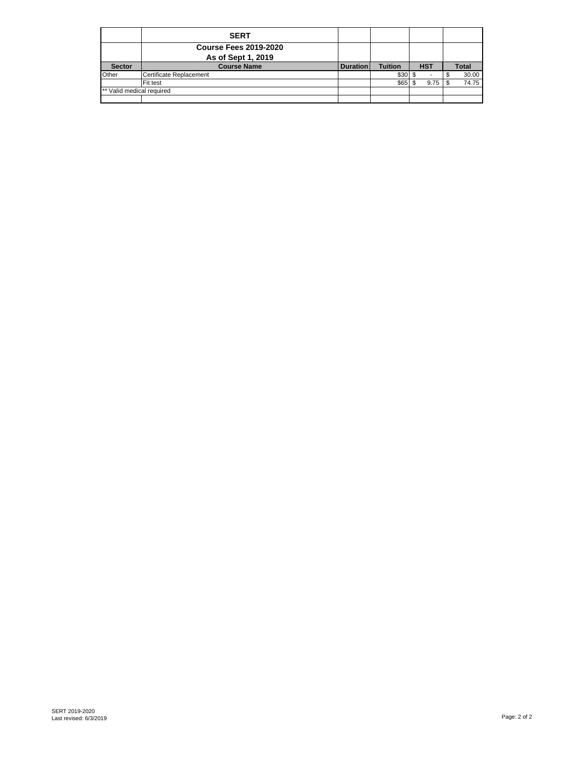| | SERT | | | | |
|---|---|---|---|---|---|
| | Course Fees 2019-2020 As of Sept 1, 2019 | | | | |
| **Sector** | **Course Name** | **Duration** | **Tuition** | **HST** | **Total** |
| Other | Certificate Replacement | | $30 | $ - | $ 30.00 |
| | Fit test | | $65 | $ 9.75 | $ 74.75 |
| ** Valid medical required | | | | | |
| | | | | | |